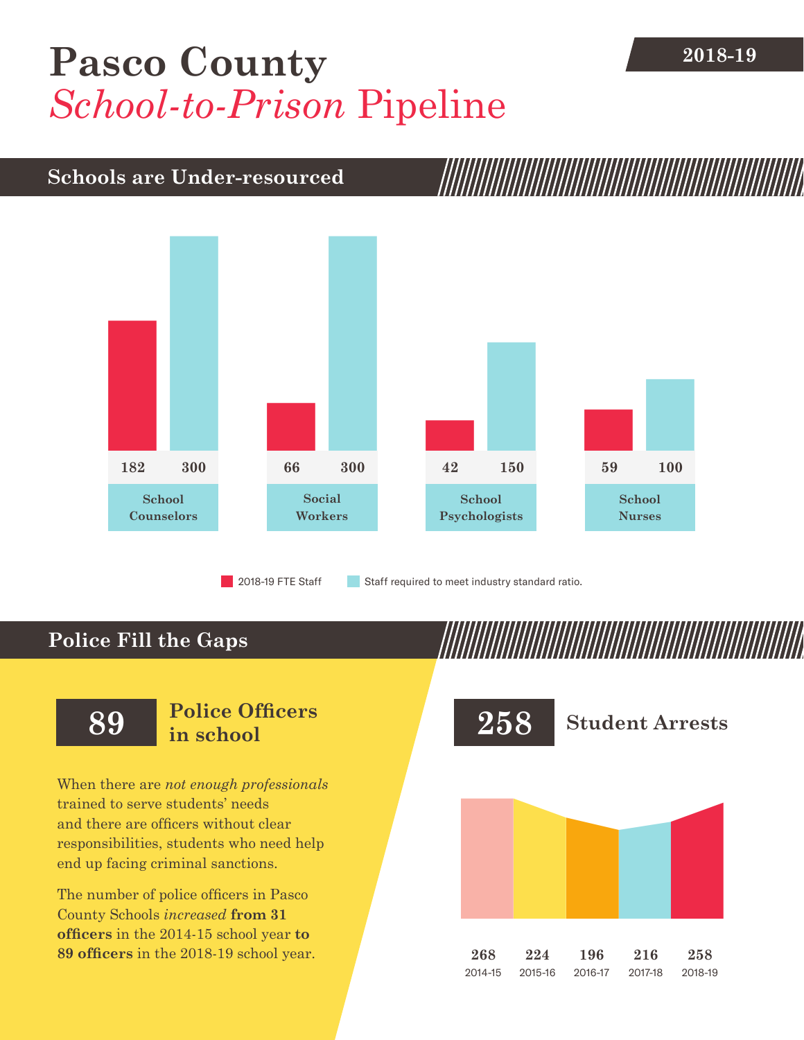# Pasco County *School-to-Prison* Pipeline

**2018-19**

## Schools are Under-resourced

| | 2018-19 FTE Staff | Staff required to meet industry standard ratio. |
|---|---|---|
| School Counselors | 182 | 300 |
| Social Workers | 66 | 300 |
| School Psychologists | 42 | 150 |
| School Nurses | 59 | 100 |

## Police Fill the Gaps

**89** **Police Officers in school**

When there are *not enough professionals* trained to serve students' needs and there are officers without clear responsibilities, students who need help end up facing criminal sanctions.

The number of police officers in Pasco County Schools *increased* **from 31 officers** in the 2014-15 school year **to 89 officers** in the 2018-19 school year.

**258** **Student Arrests**

| 2014-15 | 2015-16 | 2016-17 | 2017-18 | 2018-19 |
|---|---|---|---|---|
| 268 | 224 | 196 | 216 | 258 |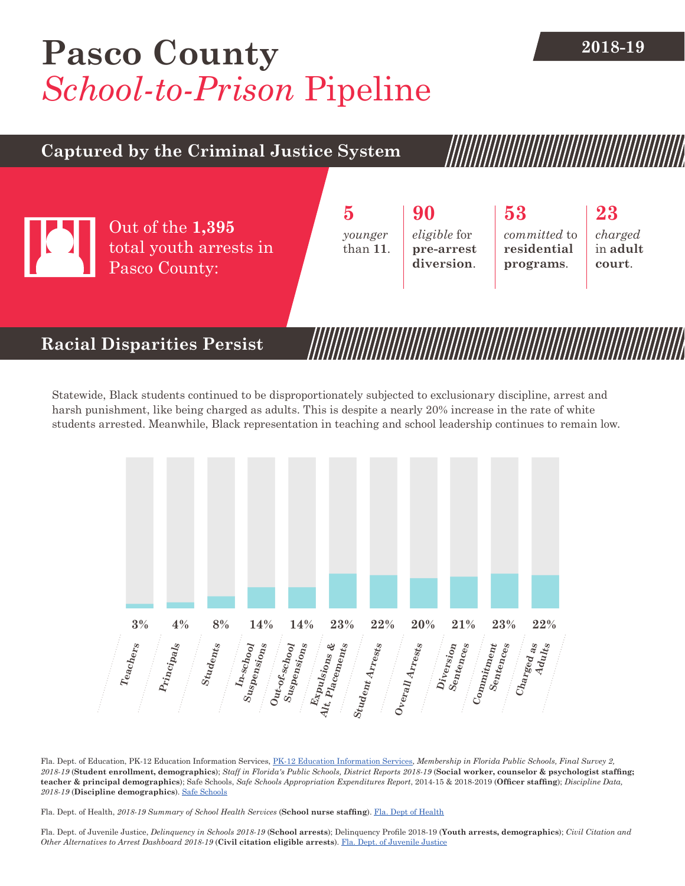# Pasco County *School-to-Prison* Pipeline

2018-19

## Captured by the Criminal Justice System

Out of the **1,395** total youth arrests in Pasco County:

**5** *younger* than **11**.

**90** *eligible* for **pre-arrest diversion**.

**53** *committed* to **residential programs**.

**23** *charged* in **adult court**.

## Racial Disparities Persist

Statewide, Black students continued to be disproportionately subjected to exclusionary discipline, arrest and harsh punishment, like being charged as adults. This is despite a nearly 20% increase in the rate of white students arrested. Meanwhile, Black representation in teaching and school leadership continues to remain low.

3% Teachers
4% Principals
8% Students
14% In-school Suspensions
14% Out-of-school Suspensions
23% Expulsions & Alt. Placements
22% Student Arrests
20% Overall Arrests
21% Diversion Sentences
23% Commitment Sentences
22% Charged as Adults

Fla. Dept. of Education, PK-12 Education Information Services, PK-12 Education Information Services, *Membership in Florida Public Schools, Final Survey 2, 2018-19* (**Student enrollment, demographics**); *Staff in Florida's Public Schools, District Reports 2018-19* (**Social worker, counselor & psychologist staffing; teacher & principal demographics**); Safe Schools, *Safe Schools Appropriation Expenditures Report*, 2014-15 & 2018-2019 (**Officer staffing**); *Discipline Data, 2018-19* (**Discipline demographics**). Safe Schools

Fla. Dept. of Health, *2018-19 Summary of School Health Services* (**School nurse staffing**). Fla. Dept of Health

Fla. Dept. of Juvenile Justice, *Delinquency in Schools 2018-19* (**School arrests**); Delinquency Profile 2018-19 (**Youth arrests, demographics**); *Civil Citation and Other Alternatives to Arrest Dashboard 2018-19* (**Civil citation eligible arrests**). Fla. Dept. of Juvenile Justice